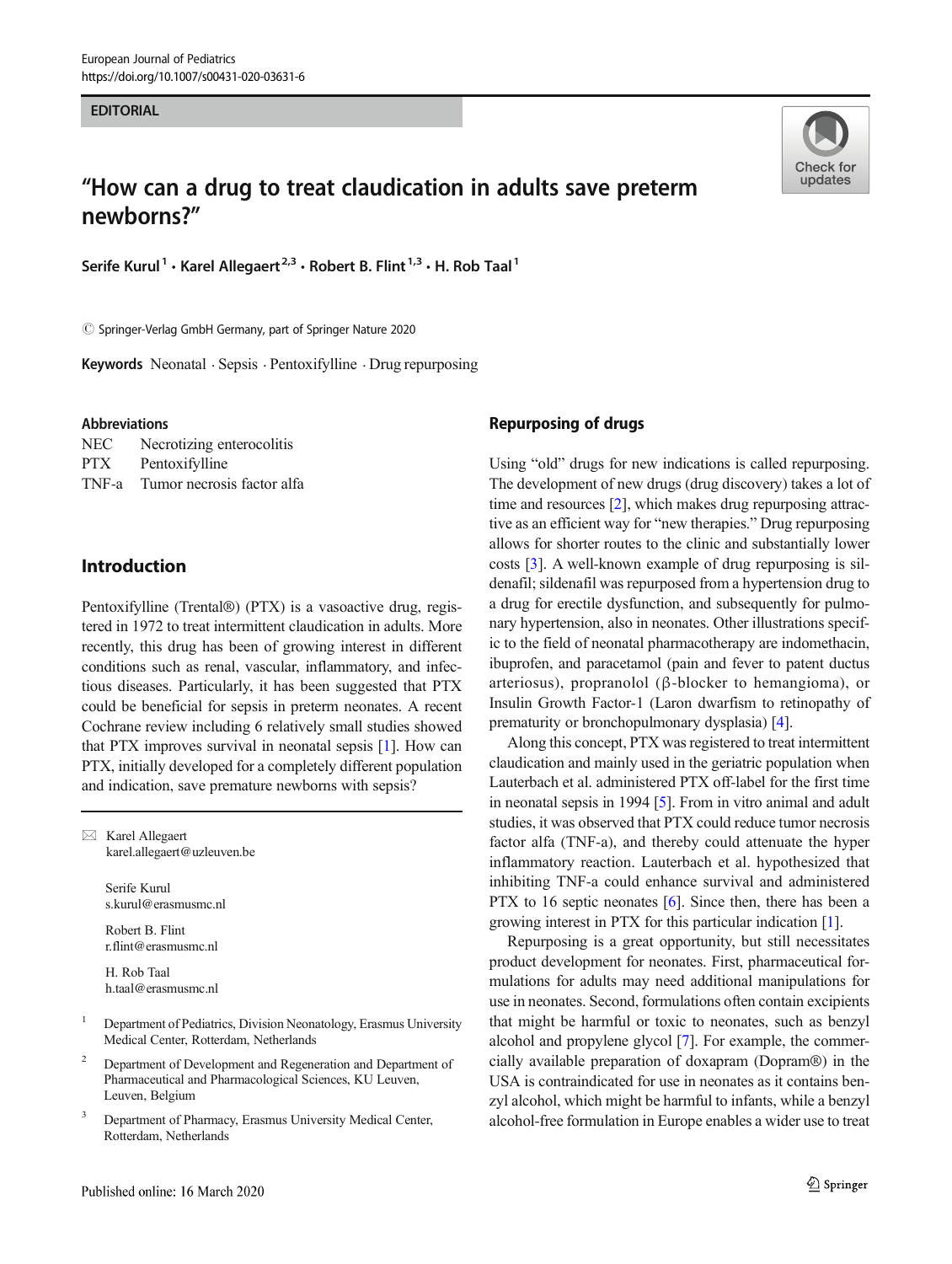EDITORIAL

# "How can a drug to treat claudication in adults save preterm newborns?"

Serife Kurul[1] · Karel Allegaert[2,3] · Robert B. Flint[1,3] · H. Rob Taal[1]

© Springer-Verlag GmbH Germany, part of Springer Nature 2020

**Keywords** Neonatal · Sepsis · Pentoxifylline · Drug repurposing

**Abbreviations**

| | |
|---|---|
| NEC | Necrotizing enterocolitis |
| PTX | Pentoxifylline |
| TNF-a | Tumor necrosis factor alfa |

## Introduction

Pentoxifylline (Trental®) (PTX) is a vasoactive drug, registered in 1972 to treat intermittent claudication in adults. More recently, this drug has been of growing interest in different conditions such as renal, vascular, inflammatory, and infectious diseases. Particularly, it has been suggested that PTX could be beneficial for sepsis in preterm neonates. A recent Cochrane review including 6 relatively small studies showed that PTX improves survival in neonatal sepsis [1]. How can PTX, initially developed for a completely different population and indication, save premature newborns with sepsis?

✉ Karel Allegaert
karel.allegaert@uzleuven.be

Serife Kurul
s.kurul@erasmusmc.nl

Robert B. Flint
r.flint@erasmusmc.nl

H. Rob Taal
h.taal@erasmusmc.nl

1 Department of Pediatrics, Division Neonatology, Erasmus University Medical Center, Rotterdam, Netherlands

2 Department of Development and Regeneration and Department of Pharmaceutical and Pharmacological Sciences, KU Leuven, Leuven, Belgium

3 Department of Pharmacy, Erasmus University Medical Center, Rotterdam, Netherlands

## Repurposing of drugs

Using "old" drugs for new indications is called repurposing. The development of new drugs (drug discovery) takes a lot of time and resources [2], which makes drug repurposing attractive as an efficient way for "new therapies." Drug repurposing allows for shorter routes to the clinic and substantially lower costs [3]. A well-known example of drug repurposing is sildenafil; sildenafil was repurposed from a hypertension drug to a drug for erectile dysfunction, and subsequently for pulmonary hypertension, also in neonates. Other illustrations specific to the field of neonatal pharmacotherapy are indomethacin, ibuprofen, and paracetamol (pain and fever to patent ductus arteriosus), propranolol (β-blocker to hemangioma), or Insulin Growth Factor-1 (Laron dwarfism to retinopathy of prematurity or bronchopulmonary dysplasia) [4].

Along this concept, PTX was registered to treat intermittent claudication and mainly used in the geriatric population when Lauterbach et al. administered PTX off-label for the first time in neonatal sepsis in 1994 [5]. From in vitro animal and adult studies, it was observed that PTX could reduce tumor necrosis factor alfa (TNF-a), and thereby could attenuate the hyper inflammatory reaction. Lauterbach et al. hypothesized that inhibiting TNF-a could enhance survival and administered PTX to 16 septic neonates [6]. Since then, there has been a growing interest in PTX for this particular indication [1].

Repurposing is a great opportunity, but still necessitates product development for neonates. First, pharmaceutical formulations for adults may need additional manipulations for use in neonates. Second, formulations often contain excipients that might be harmful or toxic to neonates, such as benzyl alcohol and propylene glycol [7]. For example, the commercially available preparation of doxapram (Dopram®) in the USA is contraindicated for use in neonates as it contains benzyl alcohol, which might be harmful to infants, while a benzyl alcohol-free formulation in Europe enables a wider use to treat

Published online: 16 March 2020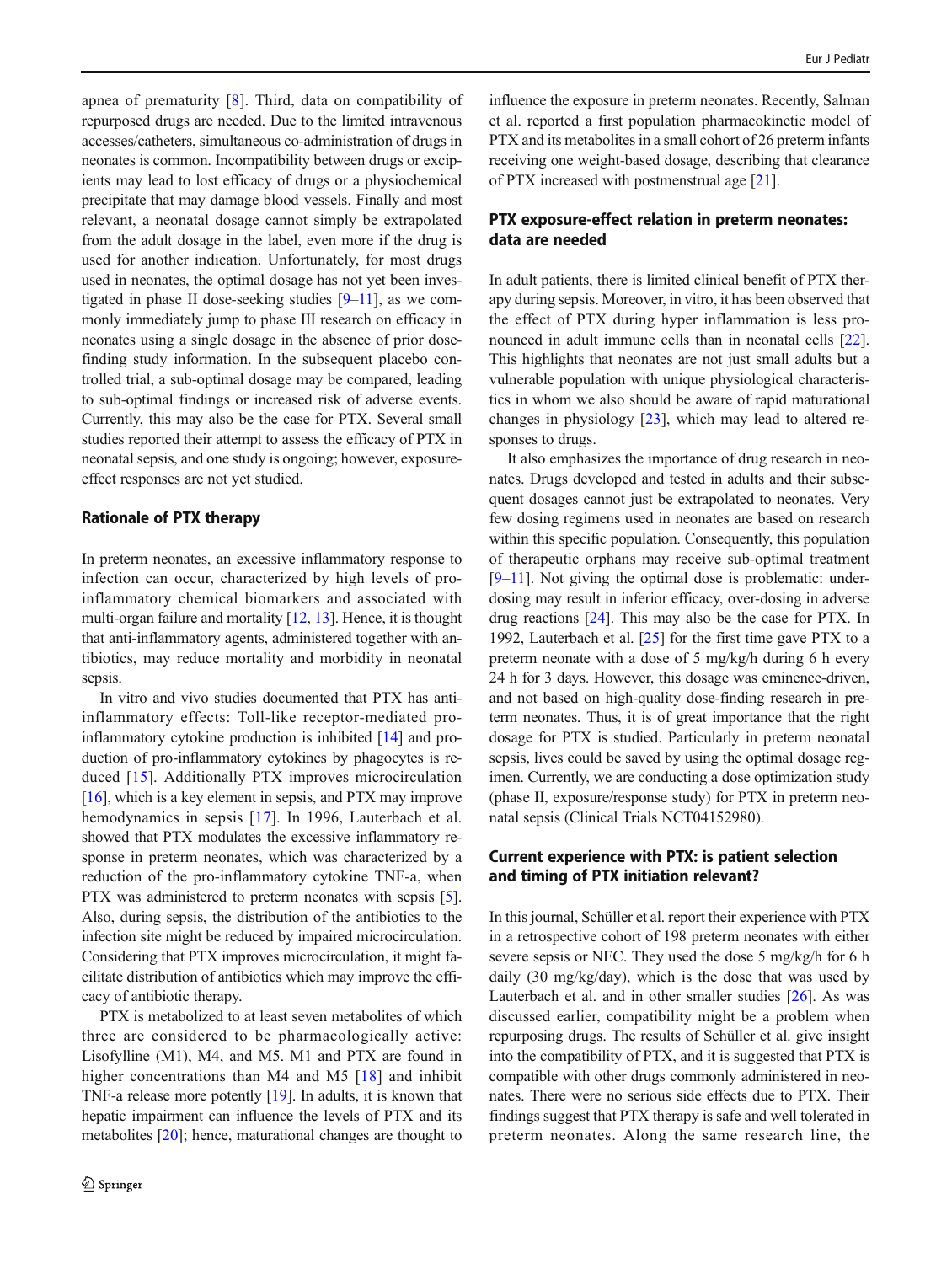apnea of prematurity [8]. Third, data on compatibility of repurposed drugs are needed. Due to the limited intravenous accesses/catheters, simultaneous co-administration of drugs in neonates is common. Incompatibility between drugs or excipients may lead to lost efficacy of drugs or a physiochemical precipitate that may damage blood vessels. Finally and most relevant, a neonatal dosage cannot simply be extrapolated from the adult dosage in the label, even more if the drug is used for another indication. Unfortunately, for most drugs used in neonates, the optimal dosage has not yet been investigated in phase II dose-seeking studies [9–11], as we commonly immediately jump to phase III research on efficacy in neonates using a single dosage in the absence of prior dose-finding study information. In the subsequent placebo controlled trial, a sub-optimal dosage may be compared, leading to sub-optimal findings or increased risk of adverse events. Currently, this may also be the case for PTX. Several small studies reported their attempt to assess the efficacy of PTX in neonatal sepsis, and one study is ongoing; however, exposure-effect responses are not yet studied.

## Rationale of PTX therapy

In preterm neonates, an excessive inflammatory response to infection can occur, characterized by high levels of pro-inflammatory chemical biomarkers and associated with multi-organ failure and mortality [12, 13]. Hence, it is thought that anti-inflammatory agents, administered together with antibiotics, may reduce mortality and morbidity in neonatal sepsis.

In vitro and vivo studies documented that PTX has anti-inflammatory effects: Toll-like receptor-mediated pro-inflammatory cytokine production is inhibited [14] and production of pro-inflammatory cytokines by phagocytes is reduced [15]. Additionally PTX improves microcirculation [16], which is a key element in sepsis, and PTX may improve hemodynamics in sepsis [17]. In 1996, Lauterbach et al. showed that PTX modulates the excessive inflammatory response in preterm neonates, which was characterized by a reduction of the pro-inflammatory cytokine TNF-a, when PTX was administered to preterm neonates with sepsis [5]. Also, during sepsis, the distribution of the antibiotics to the infection site might be reduced by impaired microcirculation. Considering that PTX improves microcirculation, it might facilitate distribution of antibiotics which may improve the efficacy of antibiotic therapy.

PTX is metabolized to at least seven metabolites of which three are considered to be pharmacologically active: Lisofylline (M1), M4, and M5. M1 and PTX are found in higher concentrations than M4 and M5 [18] and inhibit TNF-a release more potently [19]. In adults, it is known that hepatic impairment can influence the levels of PTX and its metabolites [20]; hence, maturational changes are thought to influence the exposure in preterm neonates. Recently, Salman et al. reported a first population pharmacokinetic model of PTX and its metabolites in a small cohort of 26 preterm infants receiving one weight-based dosage, describing that clearance of PTX increased with postmenstrual age [21].

## PTX exposure-effect relation in preterm neonates: data are needed

In adult patients, there is limited clinical benefit of PTX therapy during sepsis. Moreover, in vitro, it has been observed that the effect of PTX during hyper inflammation is less pronounced in adult immune cells than in neonatal cells [22]. This highlights that neonates are not just small adults but a vulnerable population with unique physiological characteristics in whom we also should be aware of rapid maturational changes in physiology [23], which may lead to altered responses to drugs.

It also emphasizes the importance of drug research in neonates. Drugs developed and tested in adults and their subsequent dosages cannot just be extrapolated to neonates. Very few dosing regimens used in neonates are based on research within this specific population. Consequently, this population of therapeutic orphans may receive sub-optimal treatment [9–11]. Not giving the optimal dose is problematic: underdosing may result in inferior efficacy, over-dosing in adverse drug reactions [24]. This may also be the case for PTX. In 1992, Lauterbach et al. [25] for the first time gave PTX to a preterm neonate with a dose of 5 mg/kg/h during 6 h every 24 h for 3 days. However, this dosage was eminence-driven, and not based on high-quality dose-finding research in preterm neonates. Thus, it is of great importance that the right dosage for PTX is studied. Particularly in preterm neonatal sepsis, lives could be saved by using the optimal dosage regimen. Currently, we are conducting a dose optimization study (phase II, exposure/response study) for PTX in preterm neonatal sepsis (Clinical Trials NCT04152980).

## Current experience with PTX: is patient selection and timing of PTX initiation relevant?

In this journal, Schüller et al. report their experience with PTX in a retrospective cohort of 198 preterm neonates with either severe sepsis or NEC. They used the dose 5 mg/kg/h for 6 h daily (30 mg/kg/day), which is the dose that was used by Lauterbach et al. and in other smaller studies [26]. As was discussed earlier, compatibility might be a problem when repurposing drugs. The results of Schüller et al. give insight into the compatibility of PTX, and it is suggested that PTX is compatible with other drugs commonly administered in neonates. There were no serious side effects due to PTX. Their findings suggest that PTX therapy is safe and well tolerated in preterm neonates. Along the same research line, the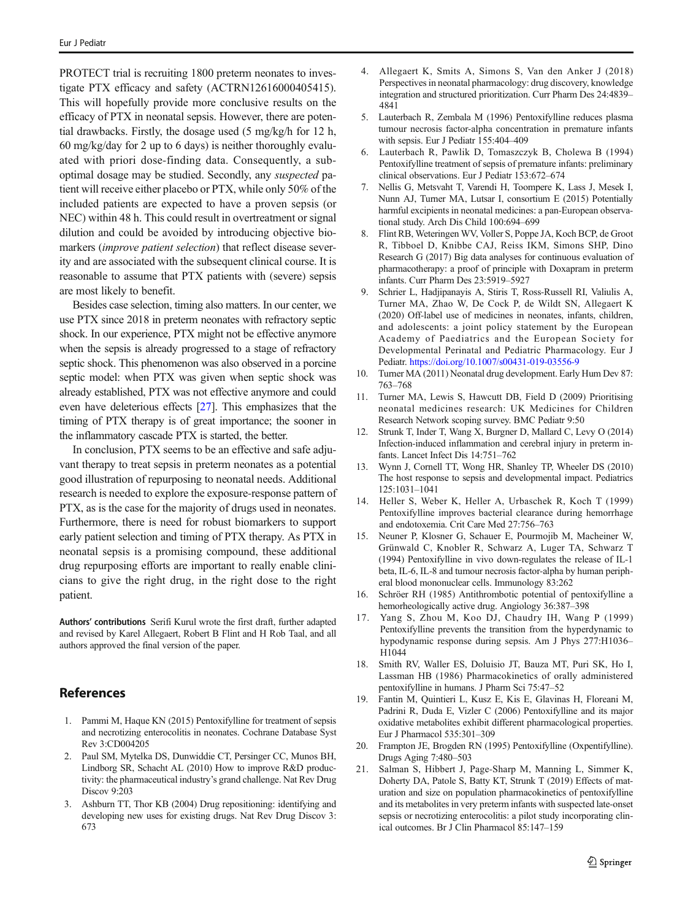PROTECT trial is recruiting 1800 preterm neonates to investigate PTX efficacy and safety (ACTRN12616000405415). This will hopefully provide more conclusive results on the efficacy of PTX in neonatal sepsis. However, there are potential drawbacks. Firstly, the dosage used (5 mg/kg/h for 12 h, 60 mg/kg/day for 2 up to 6 days) is neither thoroughly evaluated with priori dose-finding data. Consequently, a suboptimal dosage may be studied. Secondly, any *suspected* patient will receive either placebo or PTX, while only 50% of the included patients are expected to have a proven sepsis (or NEC) within 48 h. This could result in overtreatment or signal dilution and could be avoided by introducing objective biomarkers (*improve patient selection*) that reflect disease severity and are associated with the subsequent clinical course. It is reasonable to assume that PTX patients with (severe) sepsis are most likely to benefit.

Besides case selection, timing also matters. In our center, we use PTX since 2018 in preterm neonates with refractory septic shock. In our experience, PTX might not be effective anymore when the sepsis is already progressed to a stage of refractory septic shock. This phenomenon was also observed in a porcine septic model: when PTX was given when septic shock was already established, PTX was not effective anymore and could even have deleterious effects [27]. This emphasizes that the timing of PTX therapy is of great importance; the sooner in the inflammatory cascade PTX is started, the better.

In conclusion, PTX seems to be an effective and safe adjuvant therapy to treat sepsis in preterm neonates as a potential good illustration of repurposing to neonatal needs. Additional research is needed to explore the exposure-response pattern of PTX, as is the case for the majority of drugs used in neonates. Furthermore, there is need for robust biomarkers to support early patient selection and timing of PTX therapy. As PTX in neonatal sepsis is a promising compound, these additional drug repurposing efforts are important to really enable clinicians to give the right drug, in the right dose to the right patient.

**Authors' contributions** Serifi Kurul wrote the first draft, further adapted and revised by Karel Allegaert, Robert B Flint and H Rob Taal, and all authors approved the final version of the paper.

## References

1. Pammi M, Haque KN (2015) Pentoxifylline for treatment of sepsis and necrotizing enterocolitis in neonates. Cochrane Database Syst Rev 3:CD004205
2. Paul SM, Mytelka DS, Dunwiddie CT, Persinger CC, Munos BH, Lindborg SR, Schacht AL (2010) How to improve R&D productivity: the pharmaceutical industry's grand challenge. Nat Rev Drug Discov 9:203
3. Ashburn TT, Thor KB (2004) Drug repositioning: identifying and developing new uses for existing drugs. Nat Rev Drug Discov 3:673
4. Allegaert K, Smits A, Simons S, Van den Anker J (2018) Perspectives in neonatal pharmacology: drug discovery, knowledge integration and structured prioritization. Curr Pharm Des 24:4839–4841
5. Lauterbach R, Zembala M (1996) Pentoxifylline reduces plasma tumour necrosis factor-alpha concentration in premature infants with sepsis. Eur J Pediatr 155:404–409
6. Lauterbach R, Pawlik D, Tomaszczyk B, Cholewa B (1994) Pentoxifylline treatment of sepsis of premature infants: preliminary clinical observations. Eur J Pediatr 153:672–674
7. Nellis G, Metsvaht T, Varendi H, Toompere K, Lass J, Mesek I, Nunn AJ, Turner MA, Lutsar I, consortium E (2015) Potentially harmful excipients in neonatal medicines: a pan-European observational study. Arch Dis Child 100:694–699
8. Flint RB, Weteringen WV, Voller S, Poppe JA, Koch BCP, de Groot R, Tibboel D, Knibbe CAJ, Reiss IKM, Simons SHP, Dino Research G (2017) Big data analyses for continuous evaluation of pharmacotherapy: a proof of principle with Doxapram in preterm infants. Curr Pharm Des 23:5919–5927
9. Schrier L, Hadjipanayis A, Stiris T, Ross-Russell RI, Valiulis A, Turner MA, Zhao W, De Cock P, de Wildt SN, Allegaert K (2020) Off-label use of medicines in neonates, infants, children, and adolescents: a joint policy statement by the European Academy of Paediatrics and the European Society for Developmental Perinatal and Pediatric Pharmacology. Eur J Pediatr. https://doi.org/10.1007/s00431-019-03556-9
10. Turner MA (2011) Neonatal drug development. Early Hum Dev 87:763–768
11. Turner MA, Lewis S, Hawcutt DB, Field D (2009) Prioritising neonatal medicines research: UK Medicines for Children Research Network scoping survey. BMC Pediatr 9:50
12. Strunk T, Inder T, Wang X, Burgner D, Mallard C, Levy O (2014) Infection-induced inflammation and cerebral injury in preterm infants. Lancet Infect Dis 14:751–762
13. Wynn J, Cornell TT, Wong HR, Shanley TP, Wheeler DS (2010) The host response to sepsis and developmental impact. Pediatrics 125:1031–1041
14. Heller S, Weber K, Heller A, Urbaschek R, Koch T (1999) Pentoxifylline improves bacterial clearance during hemorrhage and endotoxemia. Crit Care Med 27:756–763
15. Neuner P, Klosner G, Schauer E, Pourmojib M, Macheiner W, Grünwald C, Knobler R, Schwarz A, Luger TA, Schwarz T (1994) Pentoxifylline in vivo down-regulates the release of IL-1 beta, IL-6, IL-8 and tumour necrosis factor-alpha by human peripheral blood mononuclear cells. Immunology 83:262
16. Schröer RH (1985) Antithrombotic potential of pentoxifylline a hemorheologically active drug. Angiology 36:387–398
17. Yang S, Zhou M, Koo DJ, Chaudry IH, Wang P (1999) Pentoxifylline prevents the transition from the hyperdynamic to hypodynamic response during sepsis. Am J Phys 277:H1036–H1044
18. Smith RV, Waller ES, Doluisio JT, Bauza MT, Puri SK, Ho I, Lassman HB (1986) Pharmacokinetics of orally administered pentoxifylline in humans. J Pharm Sci 75:47–52
19. Fantin M, Quintieri L, Kusz E, Kis E, Glavinas H, Floreani M, Padrini R, Duda E, Vizler C (2006) Pentoxifylline and its major oxidative metabolites exhibit different pharmacological properties. Eur J Pharmacol 535:301–309
20. Frampton JE, Brogden RN (1995) Pentoxifylline (Oxpentifylline). Drugs Aging 7:480–503
21. Salman S, Hibbert J, Page-Sharp M, Manning L, Simmer K, Doherty DA, Patole S, Batty KT, Strunk T (2019) Effects of maturation and size on population pharmacokinetics of pentoxifylline and its metabolites in very preterm infants with suspected late-onset sepsis or necrotizing enterocolitis: a pilot study incorporating clinical outcomes. Br J Clin Pharmacol 85:147–159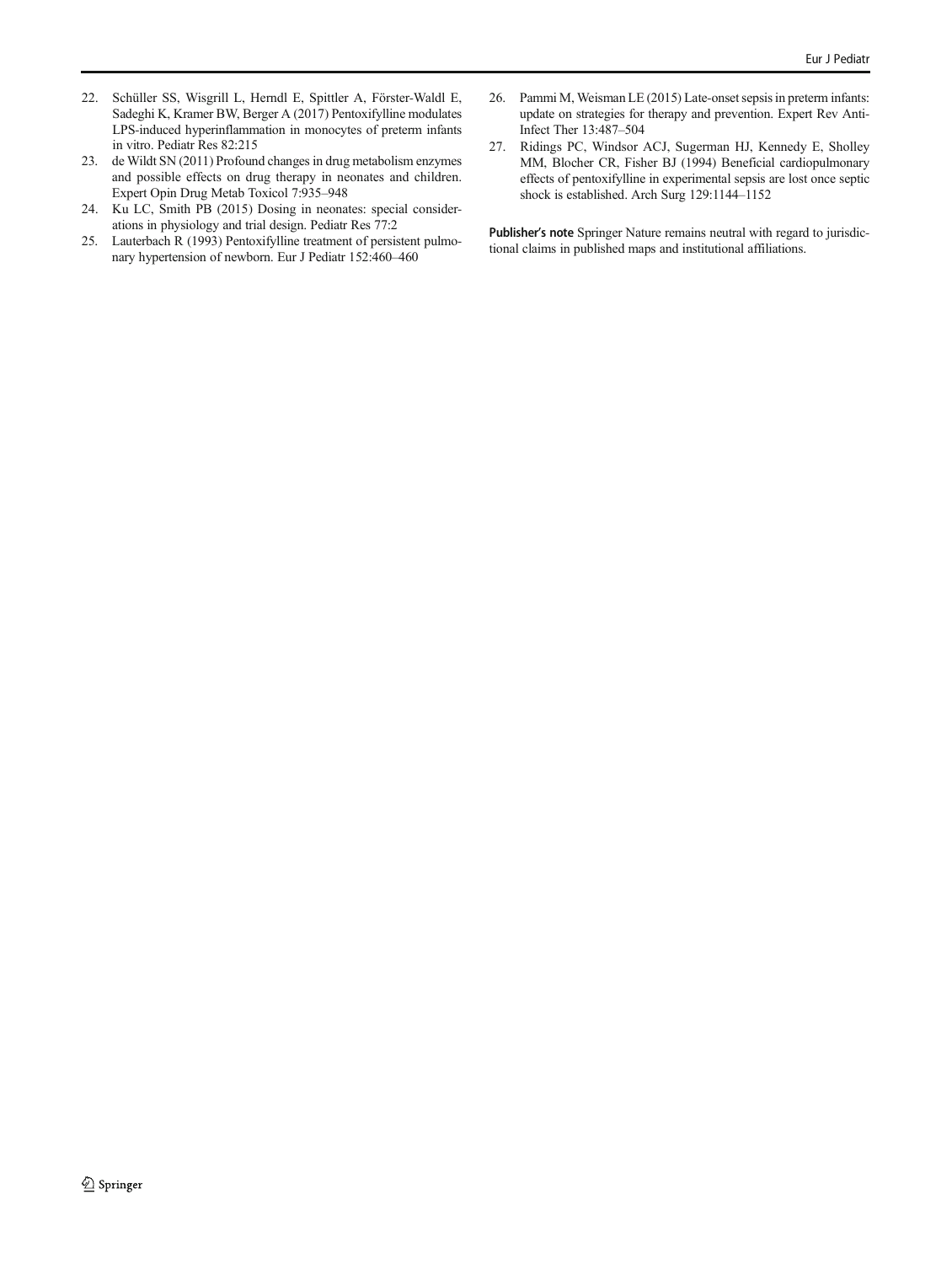22. Schüller SS, Wisgrill L, Herndl E, Spittler A, Förster-Waldl E, Sadeghi K, Kramer BW, Berger A (2017) Pentoxifylline modulates LPS-induced hyperinflammation in monocytes of preterm infants in vitro. Pediatr Res 82:215
23. de Wildt SN (2011) Profound changes in drug metabolism enzymes and possible effects on drug therapy in neonates and children. Expert Opin Drug Metab Toxicol 7:935–948
24. Ku LC, Smith PB (2015) Dosing in neonates: special considerations in physiology and trial design. Pediatr Res 77:2
25. Lauterbach R (1993) Pentoxifylline treatment of persistent pulmonary hypertension of newborn. Eur J Pediatr 152:460–460
26. Pammi M, Weisman LE (2015) Late-onset sepsis in preterm infants: update on strategies for therapy and prevention. Expert Rev Anti-Infect Ther 13:487–504
27. Ridings PC, Windsor ACJ, Sugerman HJ, Kennedy E, Sholley MM, Blocher CR, Fisher BJ (1994) Beneficial cardiopulmonary effects of pentoxifylline in experimental sepsis are lost once septic shock is established. Arch Surg 129:1144–1152

**Publisher's note** Springer Nature remains neutral with regard to jurisdictional claims in published maps and institutional affiliations.